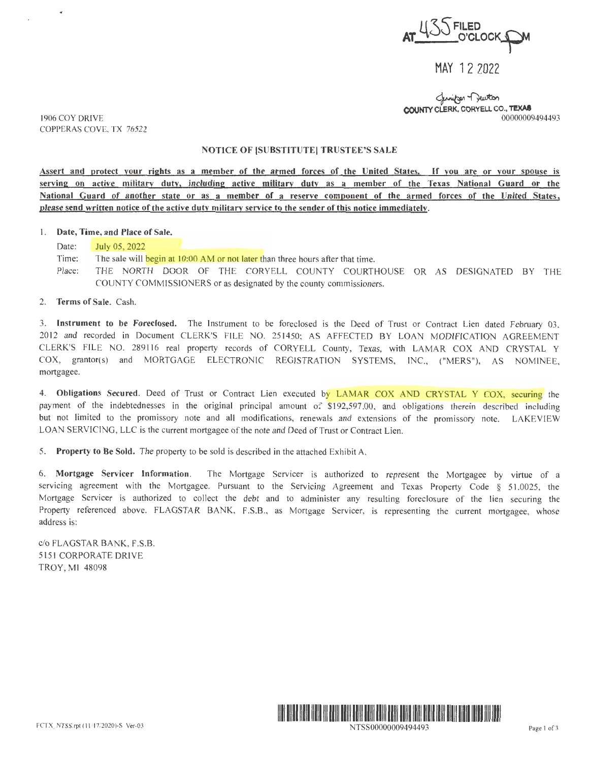AT 435 FILED O'CLOCK P M

MAY 12 2022

Jennifer Newton
COUNTY CLERK, CORYELL CO., TEXAS

1906 COY DRIVE
COPPERAS COVE, TX 76522

00000009494493

## NOTICE OF [SUBSTITUTE] TRUSTEE'S SALE

**Assert and protect your rights as a member of the armed forces of the United States. If you are or your spouse is serving on active military duty, including active military duty as a member of the Texas National Guard or the National Guard of another state or as a member of a reserve component of the armed forces of the United States, please send written notice of the active duty military service to the sender of this notice immediately.**

1. **Date, Time, and Place of Sale.**

   Date: July 05, 2022

   Time: The sale will begin at 10:00 AM or not later than three hours after that time.

   Place: THE NORTH DOOR OF THE CORYELL COUNTY COURTHOUSE OR AS DESIGNATED BY THE COUNTY COMMISSIONERS or as designated by the county commissioners.

2. **Terms of Sale.** Cash.

3. **Instrument to be Foreclosed.** The Instrument to be foreclosed is the Deed of Trust or Contract Lien dated February 03, 2012 and recorded in Document CLERK'S FILE NO. 251450; AS AFFECTED BY LOAN MODIFICATION AGREEMENT CLERK'S FILE NO. 289116 real property records of CORYELL County, Texas, with LAMAR COX AND CRYSTAL Y COX, grantor(s) and MORTGAGE ELECTRONIC REGISTRATION SYSTEMS, INC., ("MERS"), AS NOMINEE, mortgagee.

4. **Obligations Secured.** Deed of Trust or Contract Lien executed by LAMAR COX AND CRYSTAL Y COX, securing the payment of the indebtednesses in the original principal amount of $192,597.00, and obligations therein described including but not limited to the promissory note and all modifications, renewals and extensions of the promissory note. LAKEVIEW LOAN SERVICING, LLC is the current mortgagee of the note and Deed of Trust or Contract Lien.

5. **Property to Be Sold.** The property to be sold is described in the attached Exhibit A.

6. **Mortgage Servicer Information.** The Mortgage Servicer is authorized to represent the Mortgagee by virtue of a servicing agreement with the Mortgagee. Pursuant to the Servicing Agreement and Texas Property Code § 51.0025, the Mortgage Servicer is authorized to collect the debt and to administer any resulting foreclosure of the lien securing the Property referenced above. FLAGSTAR BANK, F.S.B., as Mortgage Servicer, is representing the current mortgagee, whose address is:

c/o FLAGSTAR BANK, F.S.B.
5151 CORPORATE DRIVE
TROY, MI 48098

FCTX_NTSS.rpt (11/17/2020)-S Ver-03

NTSS00000009494493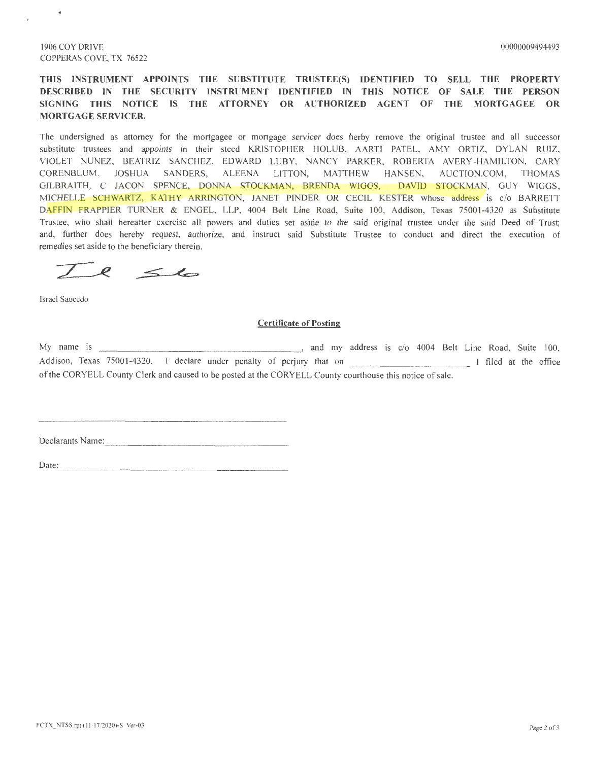1906 COY DRIVE
COPPERAS COVE, TX 76522

00000009494493

**THIS INSTRUMENT APPOINTS THE SUBSTITUTE TRUSTEE(S) IDENTIFIED TO SELL THE PROPERTY DESCRIBED IN THE SECURITY INSTRUMENT IDENTIFIED IN THIS NOTICE OF SALE THE PERSON SIGNING THIS NOTICE IS THE ATTORNEY OR AUTHORIZED AGENT OF THE MORTGAGEE OR MORTGAGE SERVICER.**

The undersigned as attorney for the mortgagee or mortgage servicer does herby remove the original trustee and all successor substitute trustees and appoints in their steed KRISTOPHER HOLUB, AARTI PATEL, AMY ORTIZ, DYLAN RUIZ, VIOLET NUNEZ, BEATRIZ SANCHEZ, EDWARD LUBY, NANCY PARKER, ROBERTA AVERY-HAMILTON, CARY CORENBLUM, JOSHUA SANDERS, ALEENA LITTON, MATTHEW HANSEN, AUCTION.COM, THOMAS GILBRAITH, C JACON SPENCE, DONNA STOCKMAN, BRENDA WIGGS, DAVID STOCKMAN, GUY WIGGS, MICHELLE SCHWARTZ, KATHY ARRINGTON, JANET PINDER OR CECIL KESTER whose address is c/o BARRETT DAFFIN FRAPPIER TURNER & ENGEL, LLP, 4004 Belt Line Road, Suite 100, Addison, Texas 75001-4320 as Substitute Trustee, who shall hereafter exercise all powers and duties set aside to the said original trustee under the said Deed of Trust; and, further does hereby request, authorize, and instruct said Substitute Trustee to conduct and direct the execution of remedies set aside to the beneficiary therein.

Israel Saucedo

**Certificate of Posting**

My name is ______________________________, and my address is c/o 4004 Belt Line Road, Suite 100, Addison, Texas 75001-4320. I declare under penalty of perjury that on ____________________ I filed at the office of the CORYELL County Clerk and caused to be posted at the CORYELL County courthouse this notice of sale.

______________________________

Declarants Name: ______________________________

Date: ______________________________

FCTX_NTSS.rpt (11/17/2020)-S Ver-03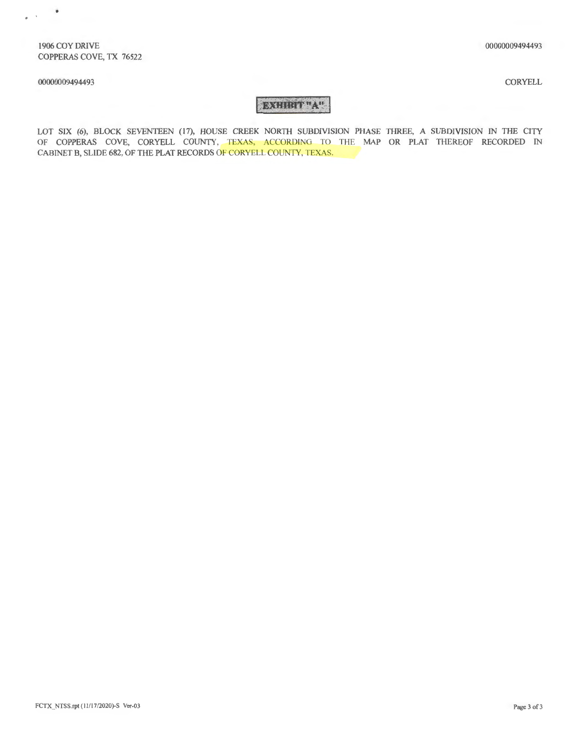1906 COY DRIVE
COPPERAS COVE, TX 76522

00000009494493

00000009494493

CORYELL

**EXHIBIT "A"**

LOT SIX (6), BLOCK SEVENTEEN (17), HOUSE CREEK NORTH SUBDIVISION PHASE THREE, A SUBDIVISION IN THE CITY OF COPPERAS COVE, CORYELL COUNTY, TEXAS, ACCORDING TO THE MAP OR PLAT THEREOF RECORDED IN CABINET B, SLIDE 682, OF THE PLAT RECORDS OF CORYELL COUNTY, TEXAS.

FCTX_NTSS.rpt (11/17/2020)-S Ver-03